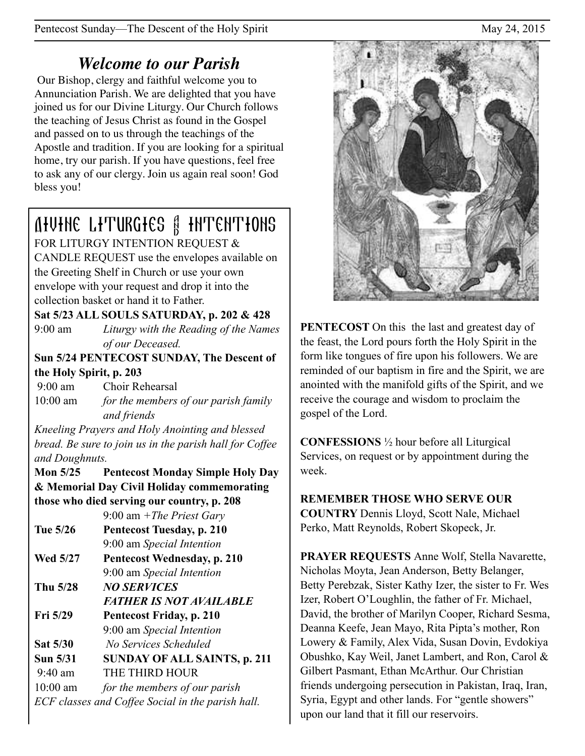## *Welcome to our Parish*

Our Bishop, clergy and faithful welcome you to Annunciation Parish. We are delighted that you have joined us for our Divine Liturgy. Our Church follows the teaching of Jesus Christ as found in the Gospel and passed on to us through the teachings of the Apostle and tradition. If you are looking for a spiritual home, try our parish. If you have questions, feel free to ask any of our clergy. Join us again real soon! God bless you!

## DIVINE LITURGIES AND INTENTIONS

FOR LITURGY INTENTION REQUEST & CANDLE REQUEST use the envelopes available on the Greeting Shelf in Church or use your own envelope with your request and drop it into the collection basket or hand it to Father.

**Sat 5/23 ALL SOULS SATURDAY, p. 202 & 428**

9:00 am *Liturgy with the Reading of the Names of our Deceased.*

**Sun 5/24 PENTECOST SUNDAY, The Descent of the Holy Spirit, p. 203**

9:00 am Choir Rehearsal

10:00 am *for the members of our parish family and friends*

*Kneeling Prayers and Holy Anointing and blessed bread. Be sure to join us in the parish hall for Coffee and Doughnuts.*

**Mon 5/25 Pentecost Monday Simple Holy Day & Memorial Day Civil Holiday commemorating those who died serving our country, p. 208**

9:00 am *+The Priest Gary*

**Tue 5/26 Pentecost Tuesday, p. 210**

9:00 am *Special Intention*

**Wed 5/27 Pentecost Wednesday, p. 210**

9:00 am *Special Intention*

**Thu 5/28 *NO SERVICES***

***FATHER IS NOT AVAILABLE***

**Fri 5/29 Pentecost Friday, p. 210**

9:00 am *Special Intention*

**Sat 5/30** *No Services Scheduled*

**Sun 5/31 SUNDAY OF ALL SAINTS, p. 211**

9:40 am THE THIRD HOUR

10:00 am *for the members of our parish*

*ECF classes and Coffee Social in the parish hall.*

**PENTECOST** On this the last and greatest day of the feast, the Lord pours forth the Holy Spirit in the form like tongues of fire upon his followers. We are reminded of our baptism in fire and the Spirit, we are anointed with the manifold gifts of the Spirit, and we receive the courage and wisdom to proclaim the gospel of the Lord.

**CONFESSIONS** ½ hour before all Liturgical Services, on request or by appointment during the week.

**REMEMBER THOSE WHO SERVE OUR COUNTRY** Dennis Lloyd, Scott Nale, Michael Perko, Matt Reynolds, Robert Skopeck, Jr.

**PRAYER REQUESTS** Anne Wolf, Stella Navarette, Nicholas Moyta, Jean Anderson, Betty Belanger, Betty Perebzak, Sister Kathy Izer, the sister to Fr. Wes Izer, Robert O'Loughlin, the father of Fr. Michael, David, the brother of Marilyn Cooper, Richard Sesma, Deanna Keefe, Jean Mayo, Rita Pipta's mother, Ron Lowery & Family, Alex Vida, Susan Dovin, Evdokiya Obushko, Kay Weil, Janet Lambert, and Ron, Carol & Gilbert Pasmant, Ethan McArthur. Our Christian friends undergoing persecution in Pakistan, Iraq, Iran, Syria, Egypt and other lands. For "gentle showers" upon our land that it fill our reservoirs.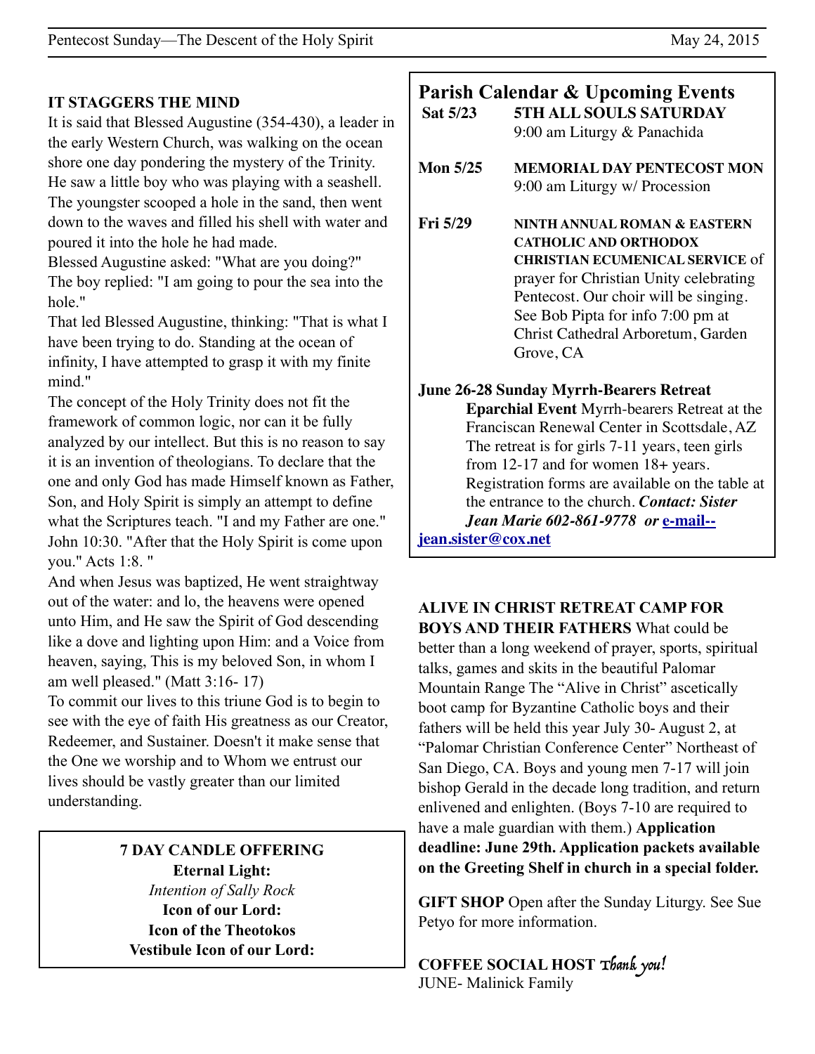## IT STAGGERS THE MIND

It is said that Blessed Augustine (354-430), a leader in the early Western Church, was walking on the ocean shore one day pondering the mystery of the Trinity. He saw a little boy who was playing with a seashell. The youngster scooped a hole in the sand, then went down to the waves and filled his shell with water and poured it into the hole he had made.

Blessed Augustine asked: "What are you doing?"

The boy replied: "I am going to pour the sea into the hole."

That led Blessed Augustine, thinking: "That is what I have been trying to do. Standing at the ocean of infinity, I have attempted to grasp it with my finite mind."

The concept of the Holy Trinity does not fit the framework of common logic, nor can it be fully analyzed by our intellect. But this is no reason to say it is an invention of theologians. To declare that the one and only God has made Himself known as Father, Son, and Holy Spirit is simply an attempt to define what the Scriptures teach. "I and my Father are one." John 10:30. "After that the Holy Spirit is come upon you." Acts 1:8. "

And when Jesus was baptized, He went straightway out of the water: and lo, the heavens were opened unto Him, and He saw the Spirit of God descending like a dove and lighting upon Him: and a Voice from heaven, saying, This is my beloved Son, in whom I am well pleased." (Matt 3:16- 17)

To commit our lives to this triune God is to begin to see with the eye of faith His greatness as our Creator, Redeemer, and Sustainer. Doesn't it make sense that the One we worship and to Whom we entrust our lives should be vastly greater than our limited understanding.

**7 DAY CANDLE OFFERING**

**Eternal Light:**
*Intention of Sally Rock*

**Icon of our Lord:**

**Icon of the Theotokos**

**Vestibule Icon of our Lord:**

## Parish Calendar & Upcoming Events

**Sat 5/23** — **5TH ALL SOULS SATURDAY**
9:00 am Liturgy & Panachida

**Mon 5/25** — **MEMORIAL DAY PENTECOST MON**
9:00 am Liturgy w/ Procession

**Fri 5/29** — **NINTH ANNUAL ROMAN & EASTERN CATHOLIC AND ORTHODOX CHRISTIAN ECUMENICAL SERVICE** of prayer for Christian Unity celebrating Pentecost. Our choir will be singing. See Bob Pipta for info 7:00 pm at Christ Cathedral Arboretum, Garden Grove, CA

**June 26-28 Sunday Myrrh-Bearers Retreat**
**Eparchial Event** Myrrh-bearers Retreat at the Franciscan Renewal Center in Scottsdale, AZ The retreat is for girls 7-11 years, teen girls from 12-17 and for women 18+ years. Registration forms are available on the table at the entrance to the church. ***Contact: Sister Jean Marie 602-861-9778 or*** **e-mail--jean.sister@cox.net**

**ALIVE IN CHRIST RETREAT CAMP FOR BOYS AND THEIR FATHERS** What could be better than a long weekend of prayer, sports, spiritual talks, games and skits in the beautiful Palomar Mountain Range The "Alive in Christ" ascetically boot camp for Byzantine Catholic boys and their fathers will be held this year July 30- August 2, at "Palomar Christian Conference Center" Northeast of San Diego, CA. Boys and young men 7-17 will join bishop Gerald in the decade long tradition, and return enlivened and enlighten. (Boys 7-10 are required to have a male guardian with them.) **Application deadline: June 29th. Application packets available on the Greeting Shelf in church in a special folder.**

**GIFT SHOP** Open after the Sunday Liturgy. See Sue Petyo for more information.

**COFFEE SOCIAL HOST** *Thank you!*
JUNE- Malinick Family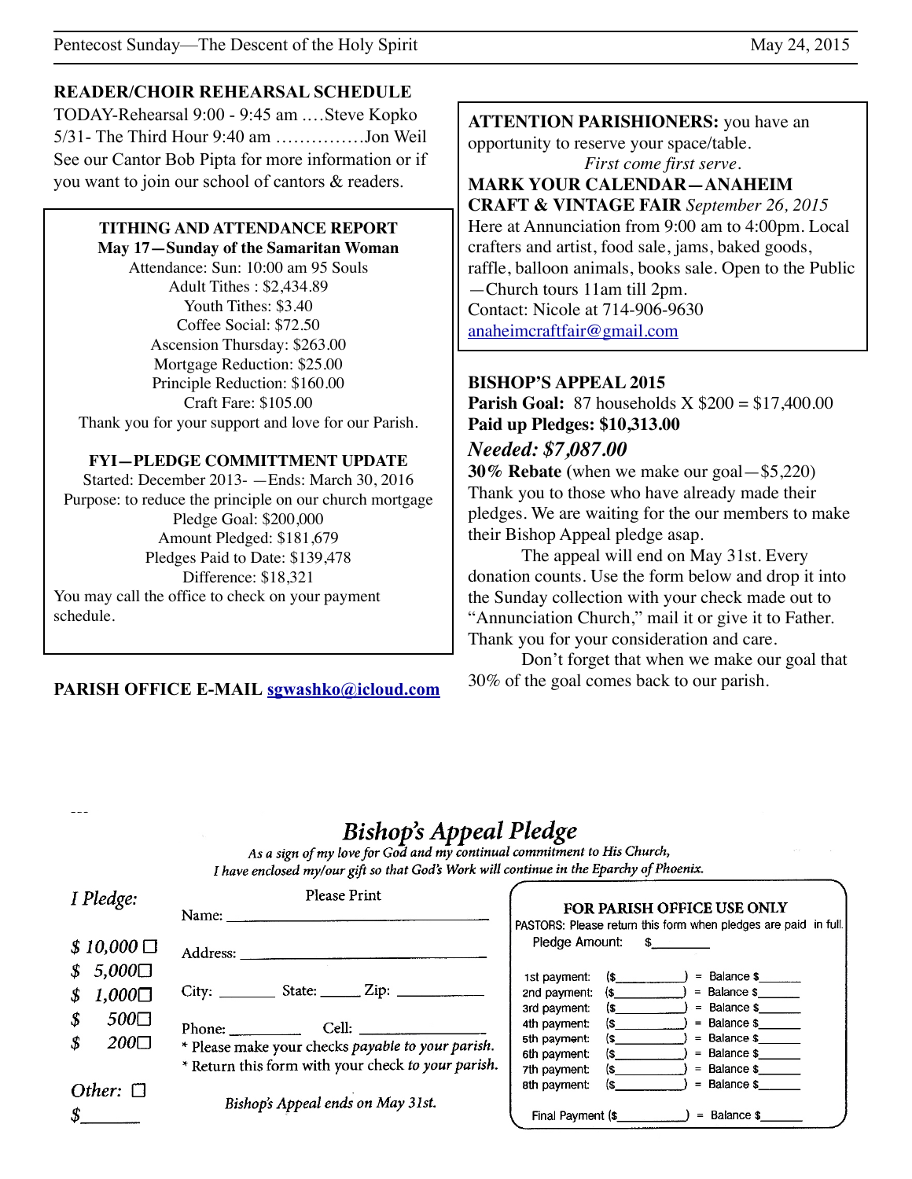### READER/CHOIR REHEARSAL SCHEDULE

TODAY-Rehearsal 9:00 - 9:45 am ….Steve Kopko
5/31- The Third Hour 9:40 am ……………Jon Weil
See our Cantor Bob Pipta for more information or if you want to join our school of cantors & readers.

**TITHING AND ATTENDANCE REPORT**
**May 17—Sunday of the Samaritan Woman**

Attendance: Sun: 10:00 am 95 Souls
Adult Tithes : $2,434.89
Youth Tithes: $3.40
Coffee Social: $72.50
Ascension Thursday: $263.00
Mortgage Reduction: $25.00
Principle Reduction: $160.00
Craft Fare: $105.00
Thank you for your support and love for our Parish.

**FYI—PLEDGE COMMITTMENT UPDATE**
Started: December 2013- —Ends: March 30, 2016
Purpose: to reduce the principle on our church mortgage
Pledge Goal: $200,000
Amount Pledged: $181,679
Pledges Paid to Date: $139,478
Difference: $18,321
You may call the office to check on your payment schedule.

**PARISH OFFICE E-MAIL** sgwashko@icloud.com

**ATTENTION PARISHIONERS:** you have an opportunity to reserve your space/table.
*First come first serve.*
**MARK YOUR CALENDAR—ANAHEIM CRAFT & VINTAGE FAIR** *September 26, 2015*
Here at Annunciation from 9:00 am to 4:00pm. Local crafters and artist, food sale, jams, baked goods, raffle, balloon animals, books sale. Open to the Public—Church tours 11am till 2pm.
Contact: Nicole at 714-906-9630
anaheimcraftfair@gmail.com

### BISHOP'S APPEAL 2015

**Parish Goal:** 87 households X $200 = $17,400.00
**Paid up Pledges: $10,313.00**
***Needed: $7,087.00***
**30% Rebate** (when we make our goal—$5,220)
Thank you to those who have already made their pledges. We are waiting for the our members to make their Bishop Appeal pledge asap.

The appeal will end on May 31st. Every donation counts. Use the form below and drop it into the Sunday collection with your check made out to "Annunciation Church," mail it or give it to Father. Thank you for your consideration and care.

Don't forget that when we make our goal that 30% of the goal comes back to our parish.

---

## *Bishop's Appeal Pledge*

*As a sign of my love for God and my continual commitment to His Church, I have enclosed my/our gift so that God's Work will continue in the Eparchy of Phoenix.*

*I Pledge:*

*$ 10,000* ☐
*$ 5,000* ☐
*$ 1,000* ☐
*$ 500* ☐
*$ 200* ☐
*Other:* ☐ *$______*

Please Print
Name: ______________________
Address: ______________________
City: _______ State: _____ Zip: __________
Phone: _________ Cell: _______________
\* Please make your checks *payable to your parish.*
\* Return this form with your check *to your parish.*

*Bishop's Appeal ends on May 31st.*

**FOR PARISH OFFICE USE ONLY**
PASTORS: Please return this form when pledges are paid in full.
Pledge Amount: $________

1st payment: ($__________) = Balance $______
2nd payment: ($__________) = Balance $______
3rd payment: ($__________) = Balance $______
4th payment: ($__________) = Balance $______
5th payment: ($__________) = Balance $______
6th payment: ($__________) = Balance $______
7th payment: ($__________) = Balance $______
8th payment: ($__________) = Balance $______
Final Payment ($__________) = Balance $______